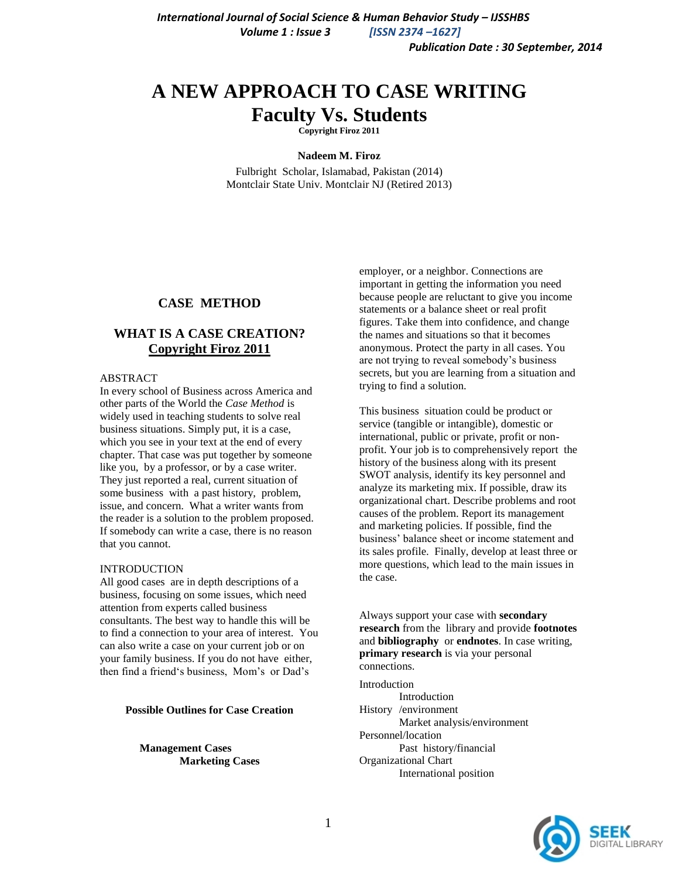# A NEW APPROACH TO CASE WRITING
## Faculty Vs. Students

**Copyright Firoz 2011**

**Nadeem M. Firoz**

Fulbright Scholar, Islamabad, Pakistan (2014)
Montclair State Univ. Montclair NJ (Retired 2013)

## CASE METHOD

## WHAT IS A CASE CREATION?

**Copyright Firoz 2011**

ABSTRACT

In every school of Business across America and other parts of the World the *Case Method* is widely used in teaching students to solve real business situations. Simply put, it is a case, which you see in your text at the end of every chapter. That case was put together by someone like you, by a professor, or by a case writer. They just reported a real, current situation of some business with a past history, problem, issue, and concern. What a writer wants from the reader is a solution to the problem proposed. If somebody can write a case, there is no reason that you cannot.

INTRODUCTION

All good cases are in depth descriptions of a business, focusing on some issues, which need attention from experts called business consultants. The best way to handle this will be to find a connection to your area of interest. You can also write a case on your current job or on your family business. If you do not have either, then find a friend's business, Mom's or Dad's employer, or a neighbor. Connections are important in getting the information you need because people are reluctant to give you income statements or a balance sheet or real profit figures. Take them into confidence, and change the names and situations so that it becomes anonymous. Protect the party in all cases. You are not trying to reveal somebody's business secrets, but you are learning from a situation and trying to find a solution.

This business situation could be product or service (tangible or intangible), domestic or international, public or private, profit or non-profit. Your job is to comprehensively report the history of the business along with its present SWOT analysis, identify its key personnel and analyze its marketing mix. If possible, draw its organizational chart. Describe problems and root causes of the problem. Report its management and marketing policies. If possible, find the business' balance sheet or income statement and its sales profile. Finally, develop at least three or more questions, which lead to the main issues in the case.

Always support your case with **secondary research** from the library and provide **footnotes** and **bibliography** or **endnotes**. In case writing, **primary research** is via your personal connections.

**Possible Outlines for Case Creation**

| **Management Cases** | **Marketing Cases** |
|---|---|
| Introduction | Introduction |
| History /environment | Market analysis/environment |
| Personnel/location | Past history/financial |
| Organizational Chart | International position |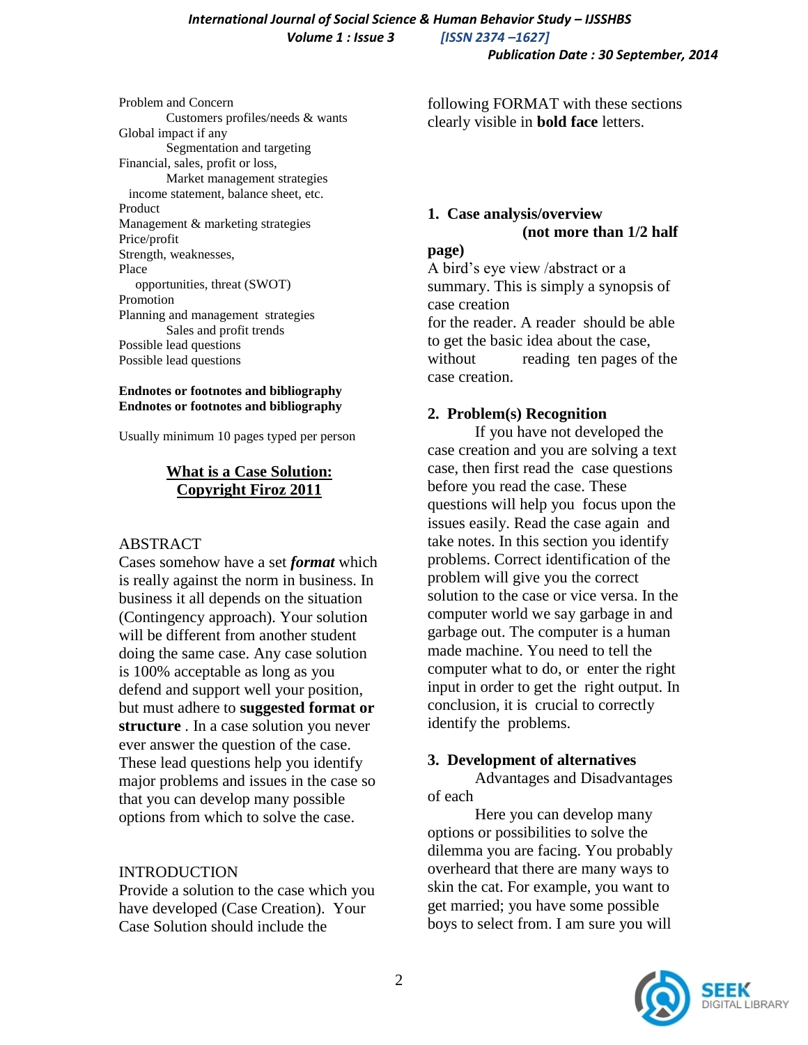Problem and Concern

Customers profiles/needs & wants

Global impact if any

Segmentation and targeting

Financial, sales, profit or loss,

Market management strategies

income statement, balance sheet, etc.

Product

Management & marketing strategies

Price/profit

Strength, weaknesses,

Place

opportunities, threat (SWOT)

Promotion

Planning and management strategies

Sales and profit trends

Possible lead questions

Possible lead questions

**Endnotes or footnotes and bibliography**
**Endnotes or footnotes and bibliography**

Usually minimum 10 pages typed per person

## What is a Case Solution: Copyright Firoz 2011

### ABSTRACT

Cases somehow have a set ***format*** which is really against the norm in business. In business it all depends on the situation (Contingency approach). Your solution will be different from another student doing the same case. Any case solution is 100% acceptable as long as you defend and support well your position, but must adhere to **suggested format or structure** . In a case solution you never ever answer the question of the case. These lead questions help you identify major problems and issues in the case so that you can develop many possible options from which to solve the case.

### INTRODUCTION

Provide a solution to the case which you have developed (Case Creation). Your Case Solution should include the following FORMAT with these sections clearly visible in **bold face** letters.

### 1. Case analysis/overview (not more than 1/2 half page)

A bird's eye view /abstract or a summary. This is simply a synopsis of case creation for the reader. A reader should be able to get the basic idea about the case, without reading ten pages of the case creation.

### 2. Problem(s) Recognition

If you have not developed the case creation and you are solving a text case, then first read the case questions before you read the case. These questions will help you focus upon the issues easily. Read the case again and take notes. In this section you identify problems. Correct identification of the problem will give you the correct solution to the case or vice versa. In the computer world we say garbage in and garbage out. The computer is a human made machine. You need to tell the computer what to do, or enter the right input in order to get the right output. In conclusion, it is crucial to correctly identify the problems.

### 3. Development of alternatives

Advantages and Disadvantages of each

Here you can develop many options or possibilities to solve the dilemma you are facing. You probably overheard that there are many ways to skin the cat. For example, you want to get married; you have some possible boys to select from. I am sure you will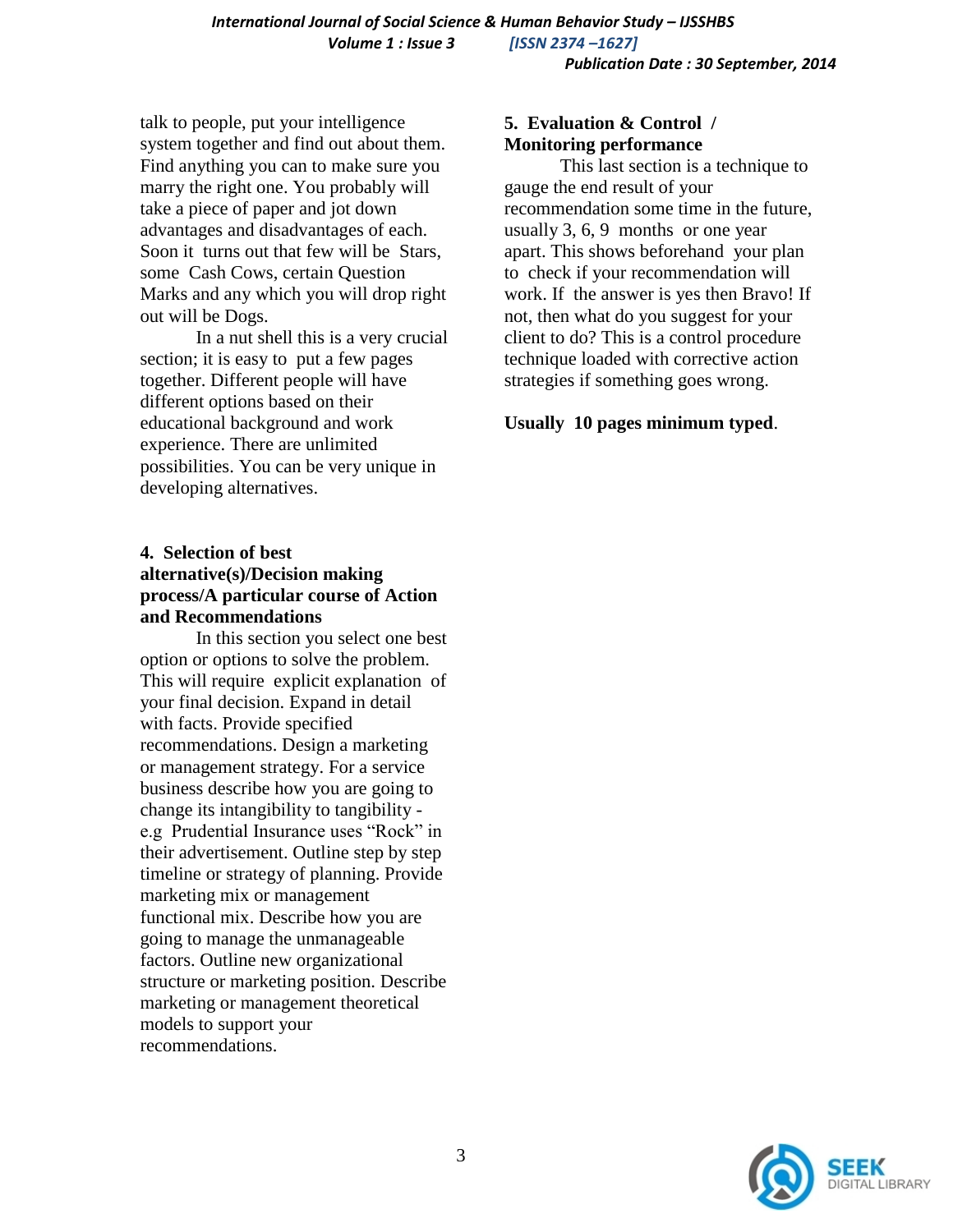talk to people, put your intelligence system together and find out about them. Find anything you can to make sure you marry the right one. You probably will take a piece of paper and jot down advantages and disadvantages of each. Soon it turns out that few will be Stars, some Cash Cows, certain Question Marks and any which you will drop right out will be Dogs.

In a nut shell this is a very crucial section; it is easy to put a few pages together. Different people will have different options based on their educational background and work experience. There are unlimited possibilities. You can be very unique in developing alternatives.

**4. Selection of best alternative(s)/Decision making process/A particular course of Action and Recommendations**

In this section you select one best option or options to solve the problem. This will require explicit explanation of your final decision. Expand in detail with facts. Provide specified recommendations. Design a marketing or management strategy. For a service business describe how you are going to change its intangibility to tangibility - e.g Prudential Insurance uses "Rock" in their advertisement. Outline step by step timeline or strategy of planning. Provide marketing mix or management functional mix. Describe how you are going to manage the unmanageable factors. Outline new organizational structure or marketing position. Describe marketing or management theoretical models to support your recommendations.

**5. Evaluation & Control / Monitoring performance**

This last section is a technique to gauge the end result of your recommendation some time in the future, usually 3, 6, 9 months or one year apart. This shows beforehand your plan to check if your recommendation will work. If the answer is yes then Bravo! If not, then what do you suggest for your client to do? This is a control procedure technique loaded with corrective action strategies if something goes wrong.

**Usually 10 pages minimum typed**.